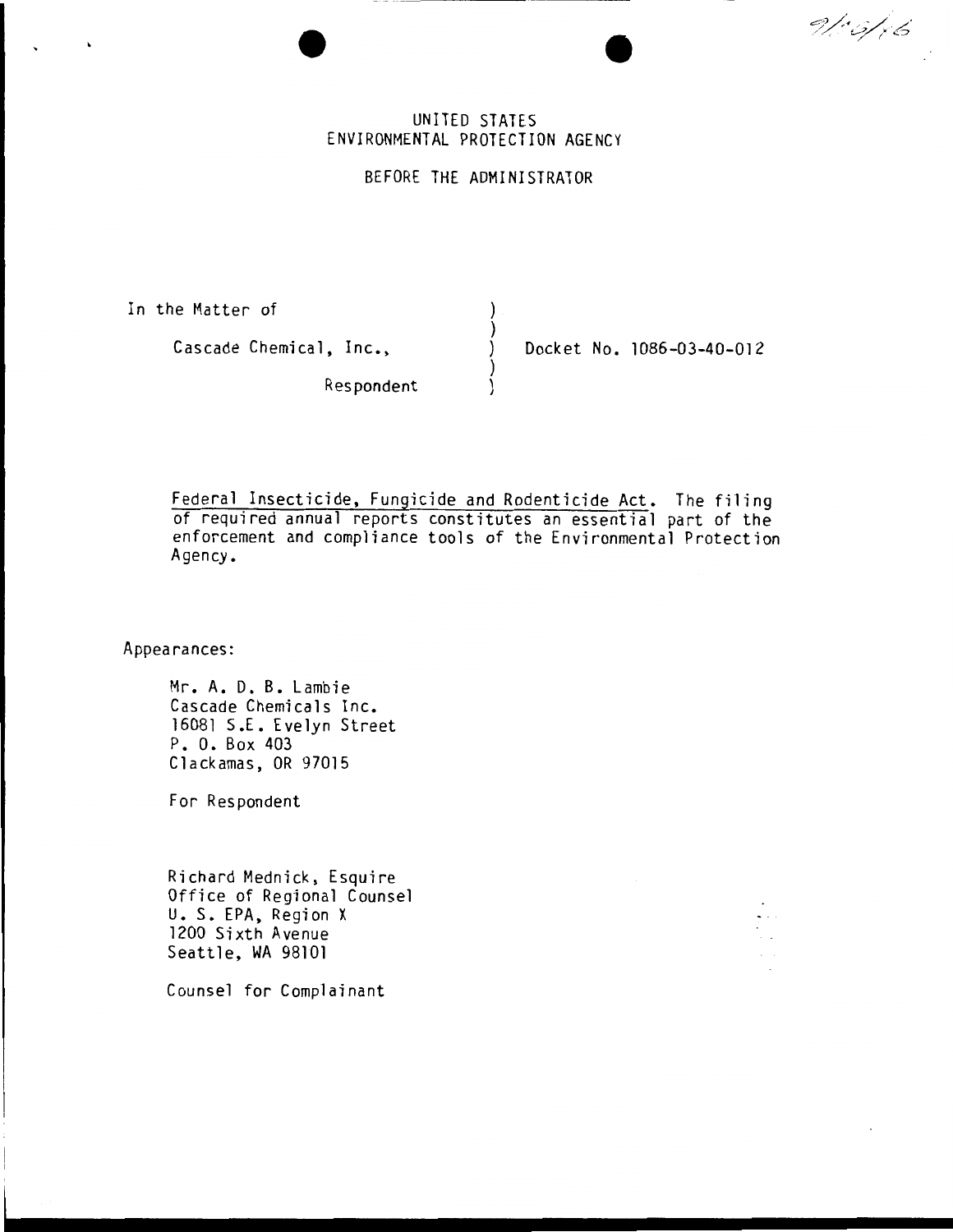UNITED STATES
ENVIRONMENTAL PROTECTION AGENCY

BEFORE THE ADMINISTRATOR

In the Matter of

Cascade Chemical, Inc.,

Respondent

Docket No. 1086-03-40-012

Federal Insecticide, Fungicide and Rodenticide Act. The filing of required annual reports constitutes an essential part of the enforcement and compliance tools of the Environmental Protection Agency.

Appearances:

Mr. A. D. B. Lambie
Cascade Chemicals Inc.
16081 S.E. Evelyn Street
P. O. Box 403
Clackamas, OR 97015

For Respondent

Richard Mednick, Esquire
Office of Regional Counsel
U. S. EPA, Region X
1200 Sixth Avenue
Seattle, WA 98101

Counsel for Complainant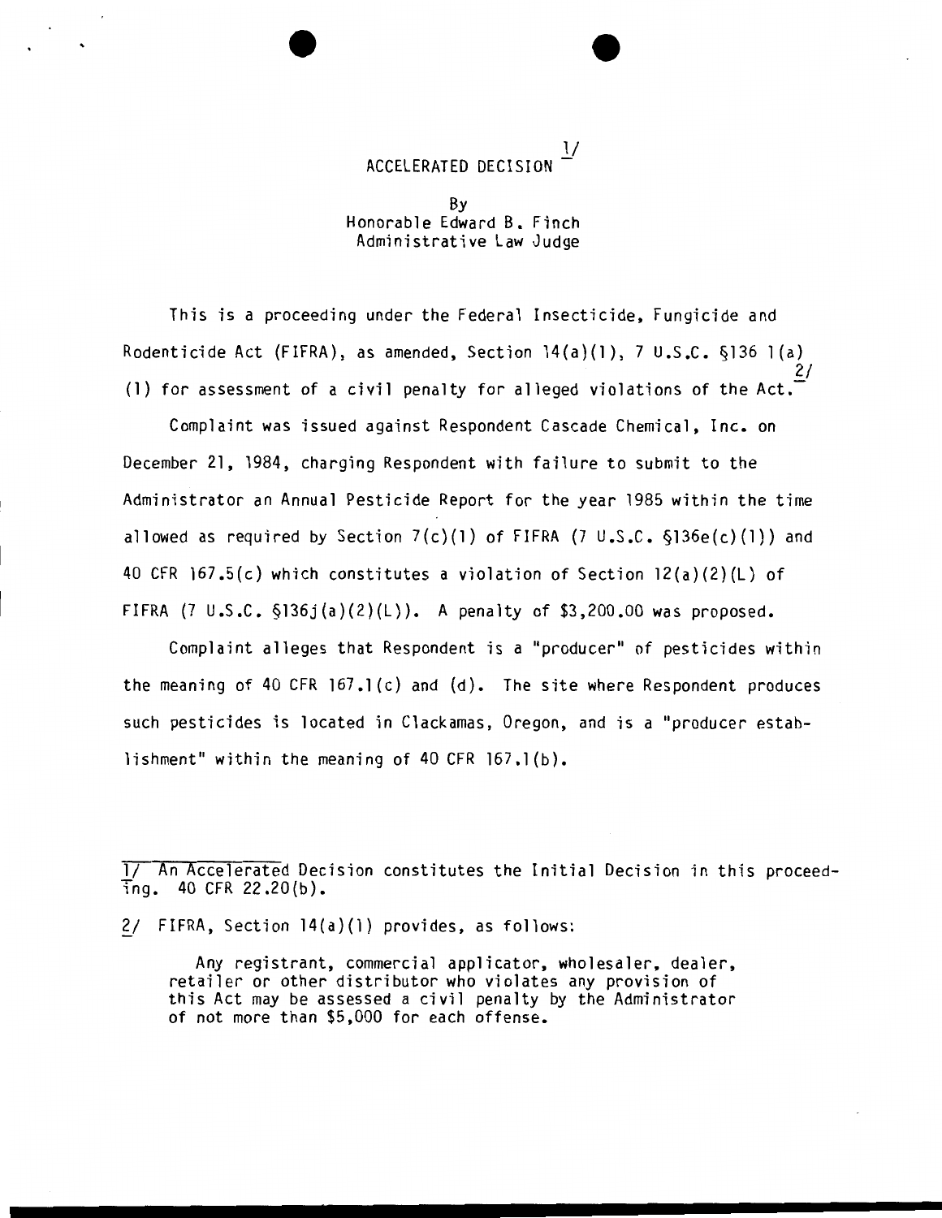# ACCELERATED DECISION [1/]

By
Honorable Edward B. Finch
Administrative Law Judge

This is a proceeding under the Federal Insecticide, Fungicide and Rodenticide Act (FIFRA), as amended, Section 14(a)(1), 7 U.S.C. §136 l(a)(1) for assessment of a civil penalty for alleged violations of the Act.[2/]

Complaint was issued against Respondent Cascade Chemical, Inc. on December 21, 1984, charging Respondent with failure to submit to the Administrator an Annual Pesticide Report for the year 1985 within the time allowed as required by Section 7(c)(1) of FIFRA (7 U.S.C. §136e(c)(1)) and 40 CFR 167.5(c) which constitutes a violation of Section 12(a)(2)(L) of FIFRA (7 U.S.C. §136j(a)(2)(L)). A penalty of $3,200.00 was proposed.

Complaint alleges that Respondent is a "producer" of pesticides within the meaning of 40 CFR 167.1(c) and (d). The site where Respondent produces such pesticides is located in Clackamas, Oregon, and is a "producer establishment" within the meaning of 40 CFR 167.1(b).

---

1/ An Accelerated Decision constitutes the Initial Decision in this proceeding. 40 CFR 22.20(b).

2/ FIFRA, Section 14(a)(1) provides, as follows:

> Any registrant, commercial applicator, wholesaler, dealer, retailer or other distributor who violates any provision of this Act may be assessed a civil penalty by the Administrator of not more than $5,000 for each offense.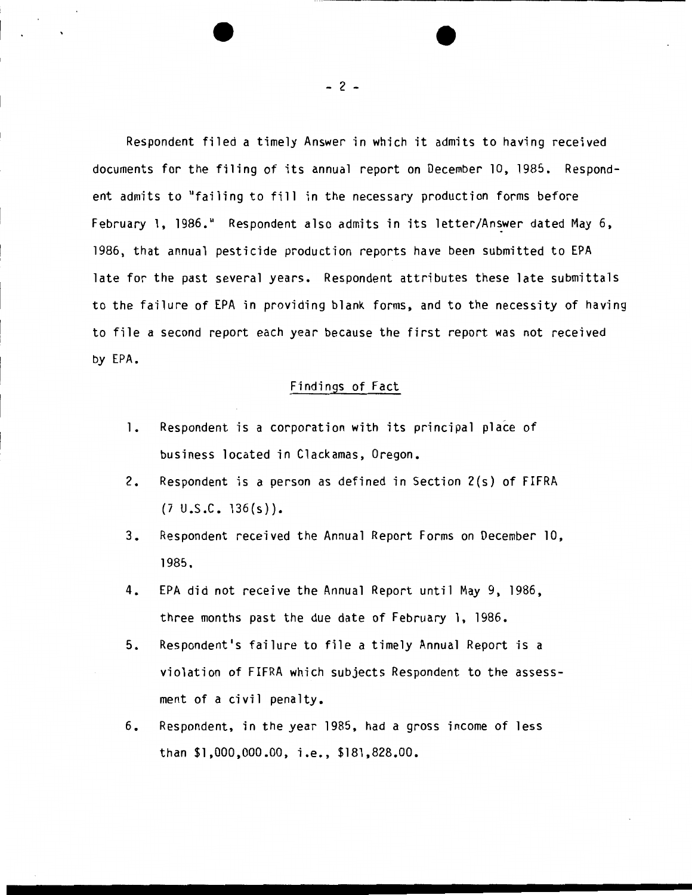Respondent filed a timely Answer in which it admits to having received documents for the filing of its annual report on December 10, 1985. Respondent admits to "failing to fill in the necessary production forms before February 1, 1986." Respondent also admits in its letter/Answer dated May 6, 1986, that annual pesticide production reports have been submitted to EPA late for the past several years. Respondent attributes these late submittals to the failure of EPA in providing blank forms, and to the necessity of having to file a second report each year because the first report was not received by EPA.

## Findings of Fact

1. Respondent is a corporation with its principal place of business located in Clackamas, Oregon.
2. Respondent is a person as defined in Section 2(s) of FIFRA (7 U.S.C. 136(s)).
3. Respondent received the Annual Report Forms on December 10, 1985.
4. EPA did not receive the Annual Report until May 9, 1986, three months past the due date of February 1, 1986.
5. Respondent's failure to file a timely Annual Report is a violation of FIFRA which subjects Respondent to the assessment of a civil penalty.
6. Respondent, in the year 1985, had a gross income of less than $1,000,000.00, i.e., $181,828.00.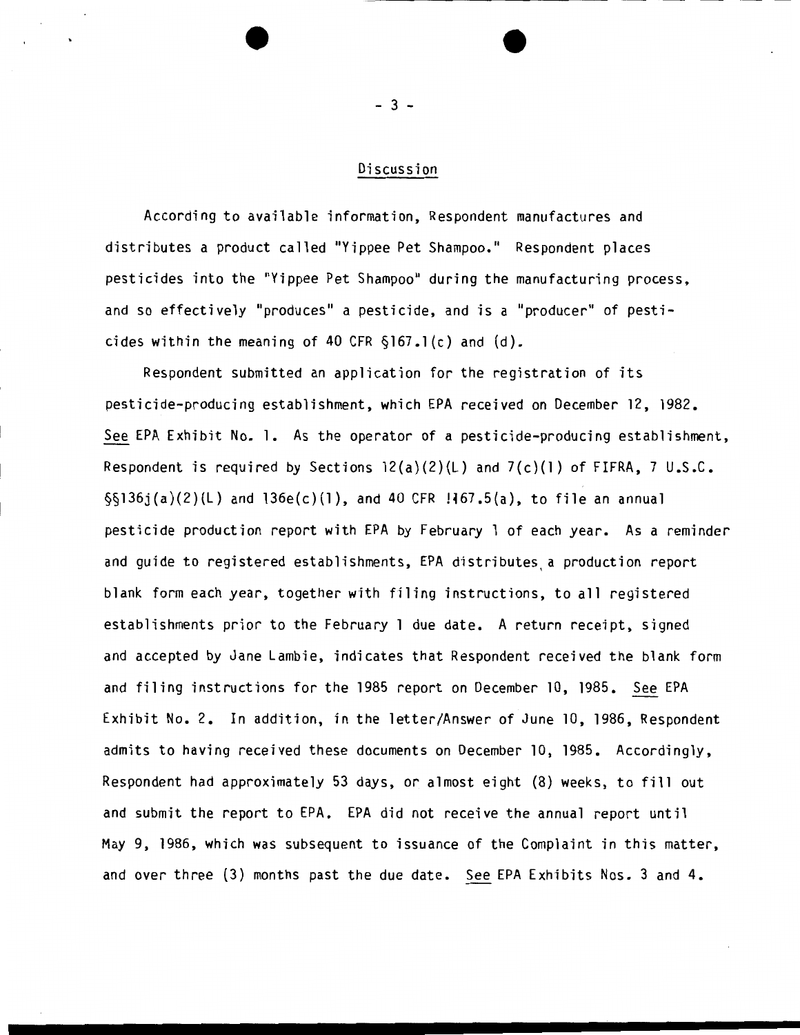## Discussion

According to available information, Respondent manufactures and distributes a product called "Yippee Pet Shampoo." Respondent places pesticides into the "Yippee Pet Shampoo" during the manufacturing process, and so effectively "produces" a pesticide, and is a "producer" of pesticides within the meaning of 40 CFR §167.1(c) and (d).

Respondent submitted an application for the registration of its pesticide-producing establishment, which EPA received on December 12, 1982. See EPA Exhibit No. 1. As the operator of a pesticide-producing establishment, Respondent is required by Sections 12(a)(2)(L) and 7(c)(1) of FIFRA, 7 U.S.C. §§136j(a)(2)(L) and 136e(c)(1), and 40 CFR §167.5(a), to file an annual pesticide production report with EPA by February 1 of each year. As a reminder and guide to registered establishments, EPA distributes a production report blank form each year, together with filing instructions, to all registered establishments prior to the February 1 due date. A return receipt, signed and accepted by Jane Lambie, indicates that Respondent received the blank form and filing instructions for the 1985 report on December 10, 1985. See EPA Exhibit No. 2. In addition, in the letter/Answer of June 10, 1986, Respondent admits to having received these documents on December 10, 1985. Accordingly, Respondent had approximately 53 days, or almost eight (8) weeks, to fill out and submit the report to EPA. EPA did not receive the annual report until May 9, 1986, which was subsequent to issuance of the Complaint in this matter, and over three (3) months past the due date. See EPA Exhibits Nos. 3 and 4.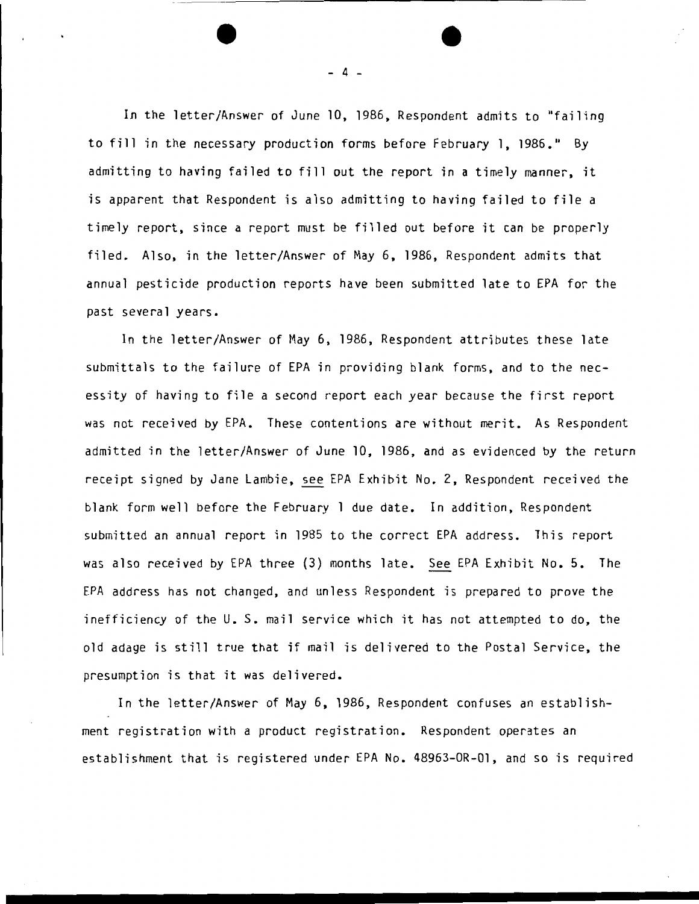In the letter/Answer of June 10, 1986, Respondent admits to "failing to fill in the necessary production forms before February 1, 1986." By admitting to having failed to fill out the report in a timely manner, it is apparent that Respondent is also admitting to having failed to file a timely report, since a report must be filled out before it can be properly filed. Also, in the letter/Answer of May 6, 1986, Respondent admits that annual pesticide production reports have been submitted late to EPA for the past several years.

In the letter/Answer of May 6, 1986, Respondent attributes these late submittals to the failure of EPA in providing blank forms, and to the necessity of having to file a second report each year because the first report was not received by EPA. These contentions are without merit. As Respondent admitted in the letter/Answer of June 10, 1986, and as evidenced by the return receipt signed by Jane Lambie, see EPA Exhibit No. 2, Respondent received the blank form well before the February 1 due date. In addition, Respondent submitted an annual report in 1985 to the correct EPA address. This report was also received by EPA three (3) months late. See EPA Exhibit No. 5. The EPA address has not changed, and unless Respondent is prepared to prove the inefficiency of the U. S. mail service which it has not attempted to do, the old adage is still true that if mail is delivered to the Postal Service, the presumption is that it was delivered.

In the letter/Answer of May 6, 1986, Respondent confuses an establishment registration with a product registration. Respondent operates an establishment that is registered under EPA No. 48963-OR-01, and so is required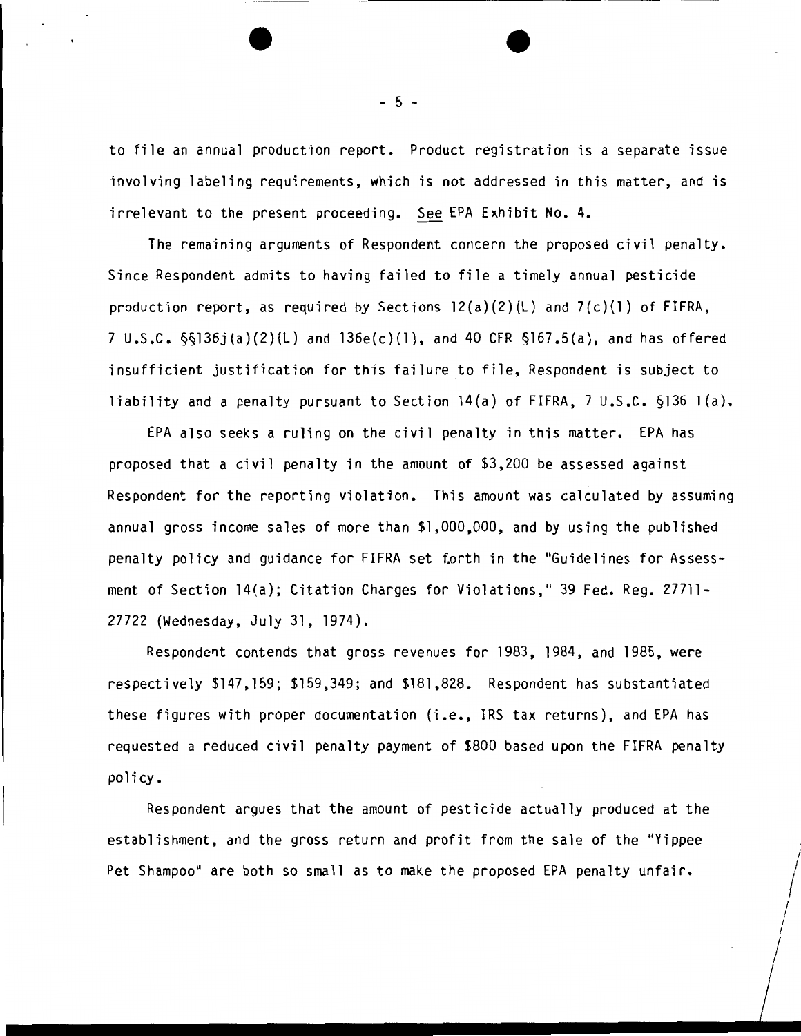to file an annual production report. Product registration is a separate issue involving labeling requirements, which is not addressed in this matter, and is irrelevant to the present proceeding. <u>See</u> EPA Exhibit No. 4.

The remaining arguments of Respondent concern the proposed civil penalty. Since Respondent admits to having failed to file a timely annual pesticide production report, as required by Sections 12(a)(2)(L) and 7(c)(1) of FIFRA, 7 U.S.C. §§136j(a)(2)(L) and 136e(c)(1), and 40 CFR §167.5(a), and has offered insufficient justification for this failure to file, Respondent is subject to liability and a penalty pursuant to Section 14(a) of FIFRA, 7 U.S.C. §136 l(a).

EPA also seeks a ruling on the civil penalty in this matter. EPA has proposed that a civil penalty in the amount of $3,200 be assessed against Respondent for the reporting violation. This amount was calculated by assuming annual gross income sales of more than $1,000,000, and by using the published penalty policy and guidance for FIFRA set forth in the "Guidelines for Assessment of Section 14(a); Citation Charges for Violations," 39 Fed. Reg. 27711-27722 (Wednesday, July 31, 1974).

Respondent contends that gross revenues for 1983, 1984, and 1985, were respectively $147,159; $159,349; and $181,828. Respondent has substantiated these figures with proper documentation (i.e., IRS tax returns), and EPA has requested a reduced civil penalty payment of $800 based upon the FIFRA penalty policy.

Respondent argues that the amount of pesticide actually produced at the establishment, and the gross return and profit from the sale of the "Yippee Pet Shampoo" are both so small as to make the proposed EPA penalty unfair.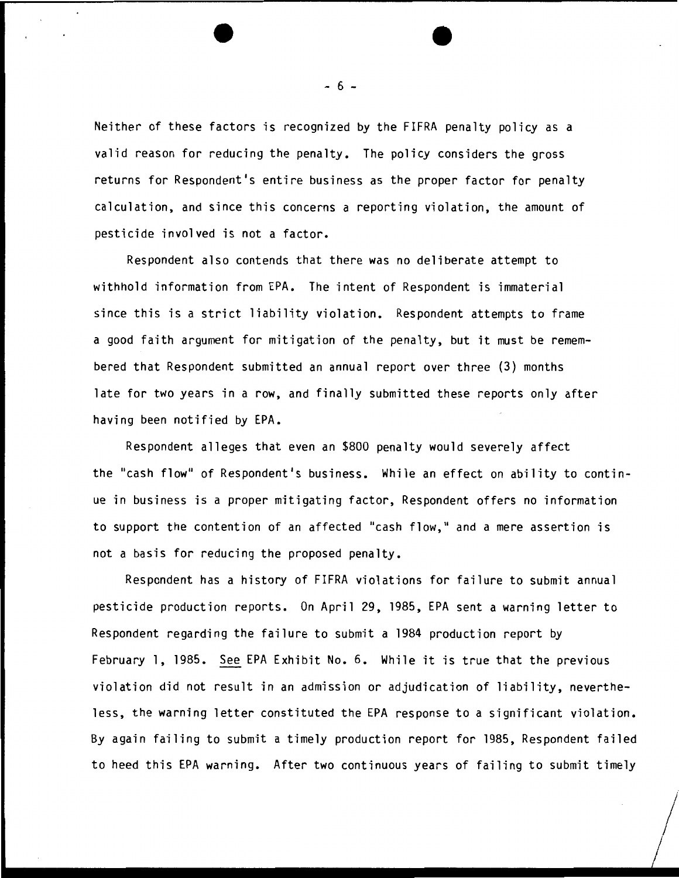Neither of these factors is recognized by the FIFRA penalty policy as a valid reason for reducing the penalty. The policy considers the gross returns for Respondent's entire business as the proper factor for penalty calculation, and since this concerns a reporting violation, the amount of pesticide involved is not a factor.

Respondent also contends that there was no deliberate attempt to withhold information from EPA. The intent of Respondent is immaterial since this is a strict liability violation. Respondent attempts to frame a good faith argument for mitigation of the penalty, but it must be remembered that Respondent submitted an annual report over three (3) months late for two years in a row, and finally submitted these reports only after having been notified by EPA.

Respondent alleges that even an $800 penalty would severely affect the "cash flow" of Respondent's business. While an effect on ability to continue in business is a proper mitigating factor, Respondent offers no information to support the contention of an affected "cash flow," and a mere assertion is not a basis for reducing the proposed penalty.

Respondent has a history of FIFRA violations for failure to submit annual pesticide production reports. On April 29, 1985, EPA sent a warning letter to Respondent regarding the failure to submit a 1984 production report by February 1, 1985. See EPA Exhibit No. 6. While it is true that the previous violation did not result in an admission or adjudication of liability, nevertheless, the warning letter constituted the EPA response to a significant violation. By again failing to submit a timely production report for 1985, Respondent failed to heed this EPA warning. After two continuous years of failing to submit timely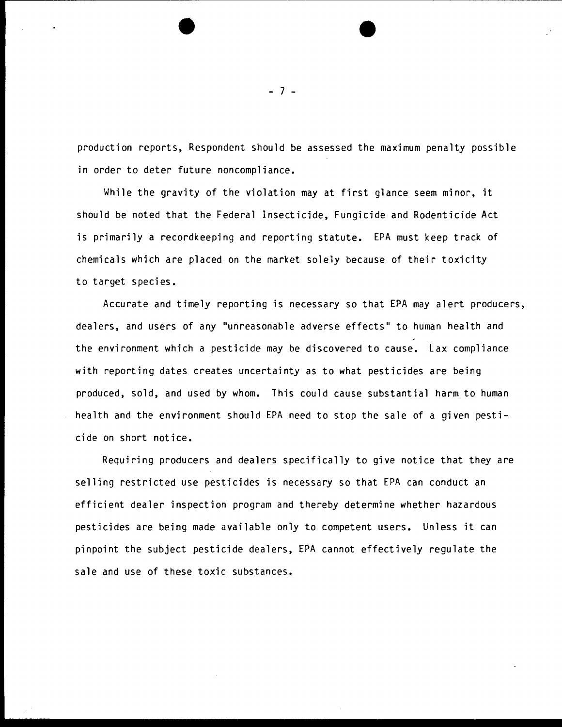production reports, Respondent should be assessed the maximum penalty possible in order to deter future noncompliance.

While the gravity of the violation may at first glance seem minor, it should be noted that the Federal Insecticide, Fungicide and Rodenticide Act is primarily a recordkeeping and reporting statute. EPA must keep track of chemicals which are placed on the market solely because of their toxicity to target species.

Accurate and timely reporting is necessary so that EPA may alert producers, dealers, and users of any "unreasonable adverse effects" to human health and the environment which a pesticide may be discovered to cause. Lax compliance with reporting dates creates uncertainty as to what pesticides are being produced, sold, and used by whom. This could cause substantial harm to human health and the environment should EPA need to stop the sale of a given pesticide on short notice.

Requiring producers and dealers specifically to give notice that they are selling restricted use pesticides is necessary so that EPA can conduct an efficient dealer inspection program and thereby determine whether hazardous pesticides are being made available only to competent users. Unless it can pinpoint the subject pesticide dealers, EPA cannot effectively regulate the sale and use of these toxic substances.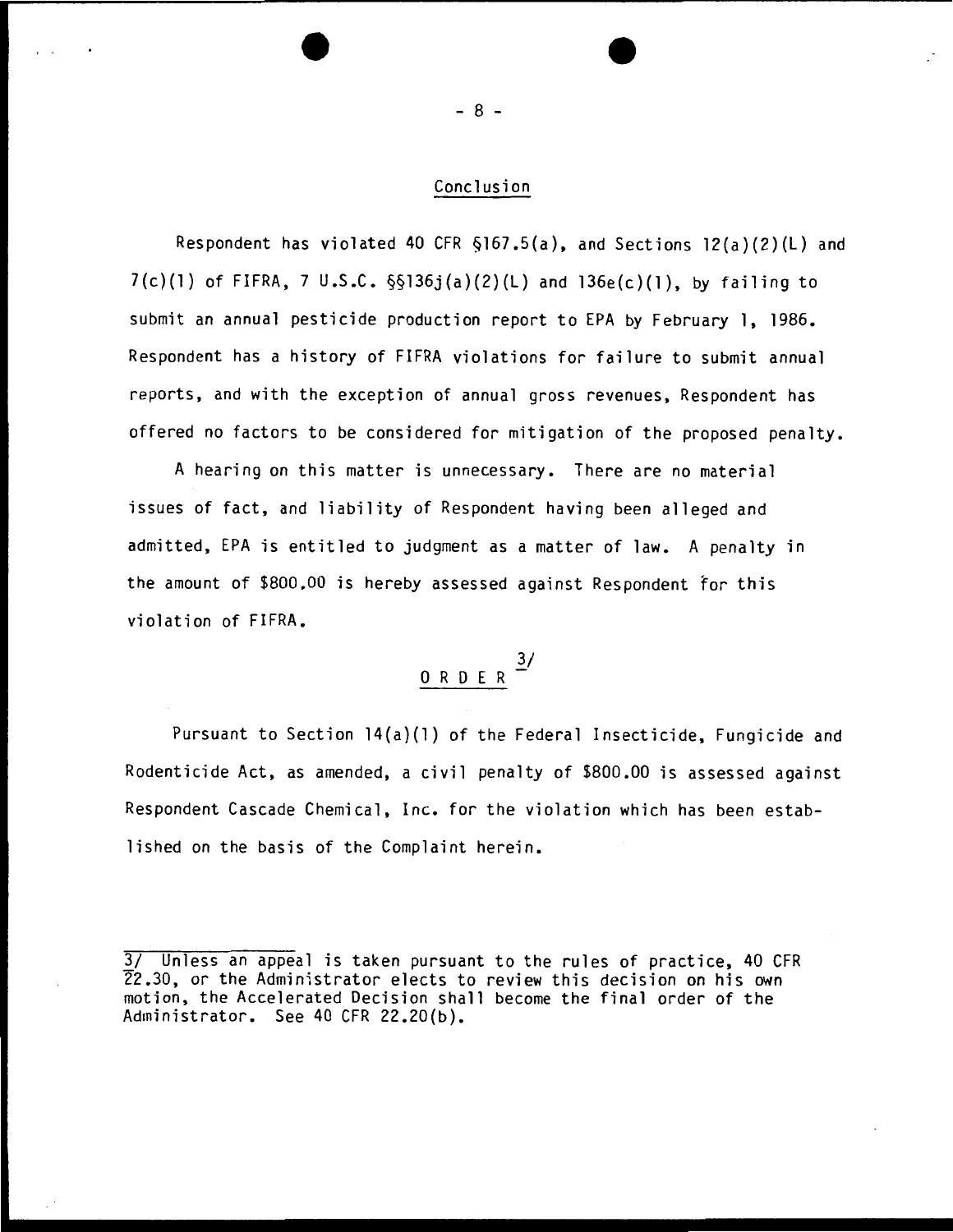## Conclusion

Respondent has violated 40 CFR §167.5(a), and Sections 12(a)(2)(L) and 7(c)(1) of FIFRA, 7 U.S.C. §§136j(a)(2)(L) and 136e(c)(1), by failing to submit an annual pesticide production report to EPA by February 1, 1986. Respondent has a history of FIFRA violations for failure to submit annual reports, and with the exception of annual gross revenues, Respondent has offered no factors to be considered for mitigation of the proposed penalty.

A hearing on this matter is unnecessary. There are no material issues of fact, and liability of Respondent having been alleged and admitted, EPA is entitled to judgment as a matter of law. A penalty in the amount of $800.00 is hereby assessed against Respondent for this violation of FIFRA.

## O R D E R [3/]

Pursuant to Section 14(a)(1) of the Federal Insecticide, Fungicide and Rodenticide Act, as amended, a civil penalty of $800.00 is assessed against Respondent Cascade Chemical, Inc. for the violation which has been established on the basis of the Complaint herein.

---

3/ Unless an appeal is taken pursuant to the rules of practice, 40 CFR 22.30, or the Administrator elects to review this decision on his own motion, the Accelerated Decision shall become the final order of the Administrator. See 40 CFR 22.20(b).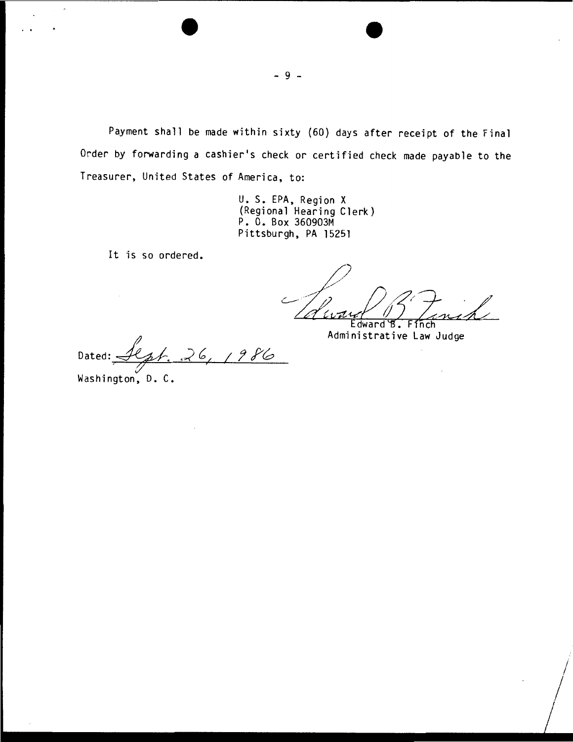Payment shall be made within sixty (60) days after receipt of the Final Order by forwarding a cashier's check or certified check made payable to the Treasurer, United States of America, to:

U. S. EPA, Region X
(Regional Hearing Clerk)
P. O. Box 360903M
Pittsburgh, PA 15251

It is so ordered.

Edward B. Finch
Administrative Law Judge

Dated: Sept. 26, 1986
Washington, D. C.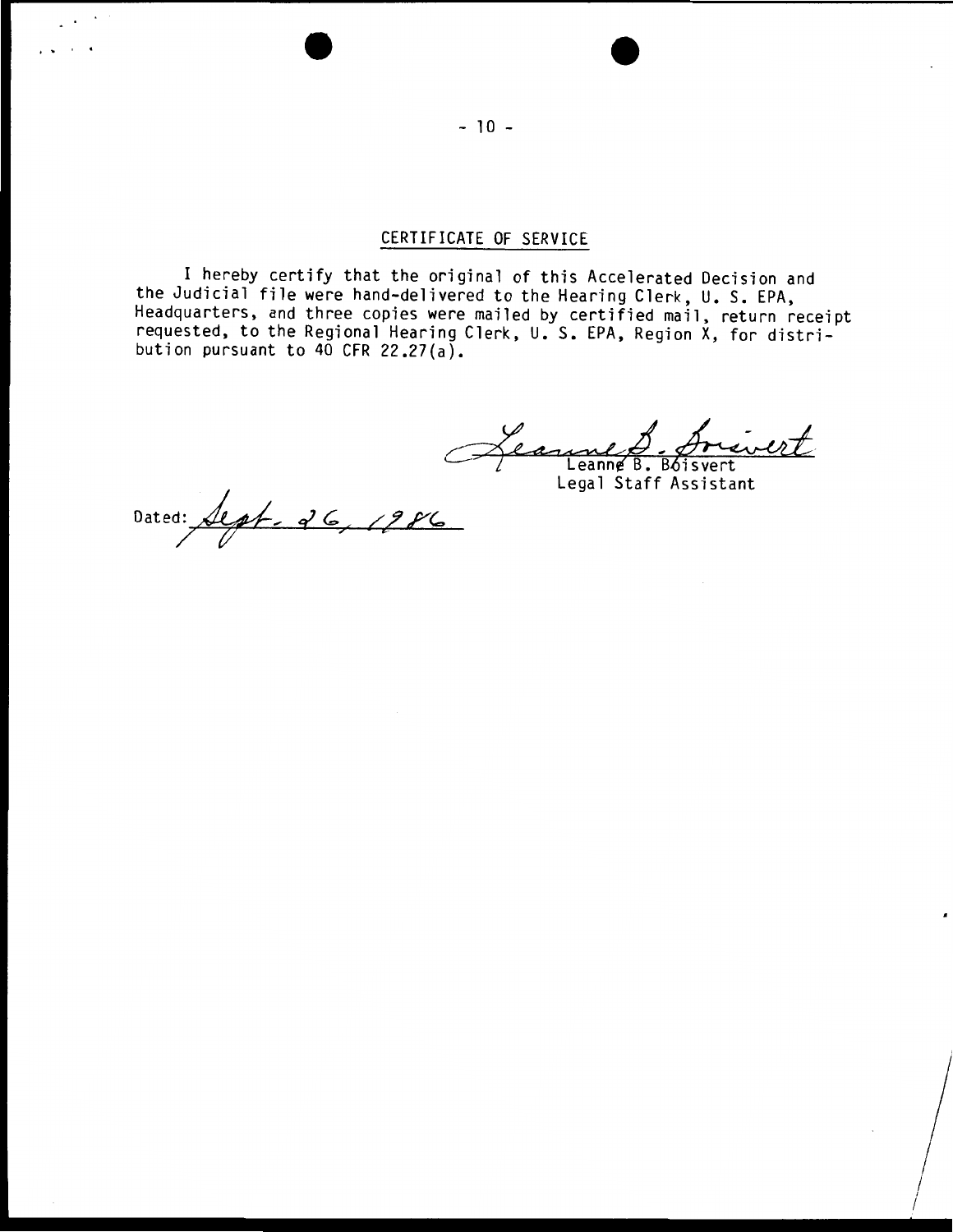## CERTIFICATE OF SERVICE

I hereby certify that the original of this Accelerated Decision and the Judicial file were hand-delivered to the Hearing Clerk, U. S. EPA, Headquarters, and three copies were mailed by certified mail, return receipt requested, to the Regional Hearing Clerk, U. S. EPA, Region X, for distribution pursuant to 40 CFR 22.27(a).

Leanne B. Boisvert
Leanne B. Boisvert
Legal Staff Assistant

Dated: Sept. 26, 1986